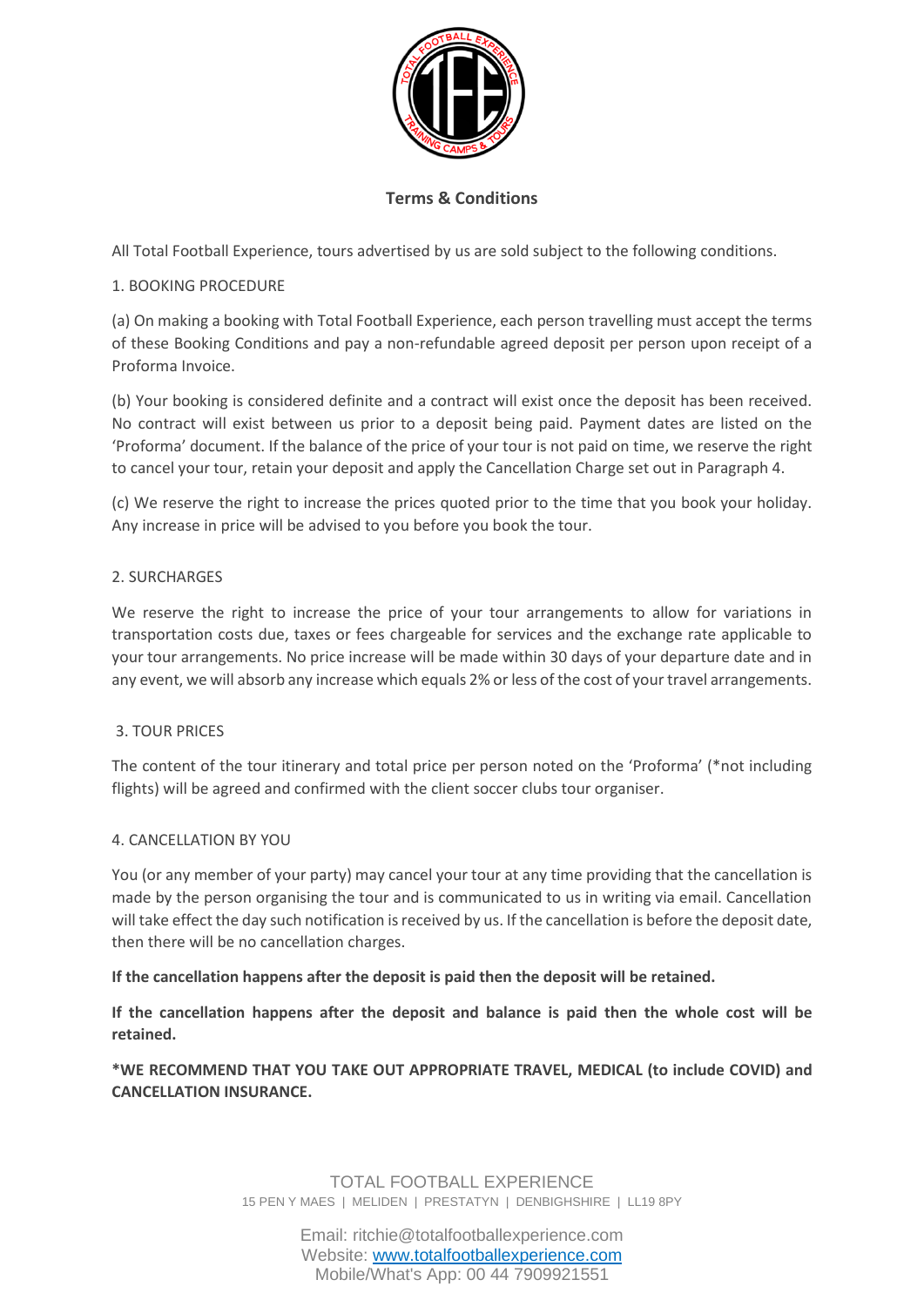## Terms & Conditions

All Total Football Experience, tours advertised by us are sold subject to the following conditions.

1. BOOKING PROCEDURE

(a) On making a booking with Total Football Experience, each person travelling must accept the terms of these Booking Conditions and pay a non-refundable agreed deposit per person upon receipt of a Proforma Invoice.

(b) Your booking is considered definite and a contract will exist once the deposit has been received. No contract will exist between us prior to a deposit being paid. Payment dates are listed on the 'Proforma' document. If the balance of the price of your tour is not paid on time, we reserve the right to cancel your tour, retain your deposit and apply the Cancellation Charge set out in Paragraph 4.

(c) We reserve the right to increase the prices quoted prior to the time that you book your holiday. Any increase in price will be advised to you before you book the tour.

2. SURCHARGES

We reserve the right to increase the price of your tour arrangements to allow for variations in transportation costs due, taxes or fees chargeable for services and the exchange rate applicable to your tour arrangements. No price increase will be made within 30 days of your departure date and in any event, we will absorb any increase which equals 2% or less of the cost of your travel arrangements.

3. TOUR PRICES

The content of the tour itinerary and total price per person noted on the 'Proforma' (*not including flights) will be agreed and confirmed with the client soccer clubs tour organiser.

4. CANCELLATION BY YOU

You (or any member of your party) may cancel your tour at any time providing that the cancellation is made by the person organising the tour and is communicated to us in writing via email. Cancellation will take effect the day such notification is received by us. If the cancellation is before the deposit date, then there will be no cancellation charges.

**If the cancellation happens after the deposit is paid then the deposit will be retained.**

**If the cancellation happens after the deposit and balance is paid then the whole cost will be retained.**

***WE RECOMMEND THAT YOU TAKE OUT APPROPRIATE TRAVEL, MEDICAL (to include COVID) and CANCELLATION INSURANCE.**

TOTAL FOOTBALL EXPERIENCE
15 PEN Y MAES | MELIDEN | PRESTATYN | DENBIGHSHIRE | LL19 8PY

Email: ritchie@totalfootballexperience.com
Website: www.totalfootballexperience.com
Mobile/What's App: 00 44 7909921551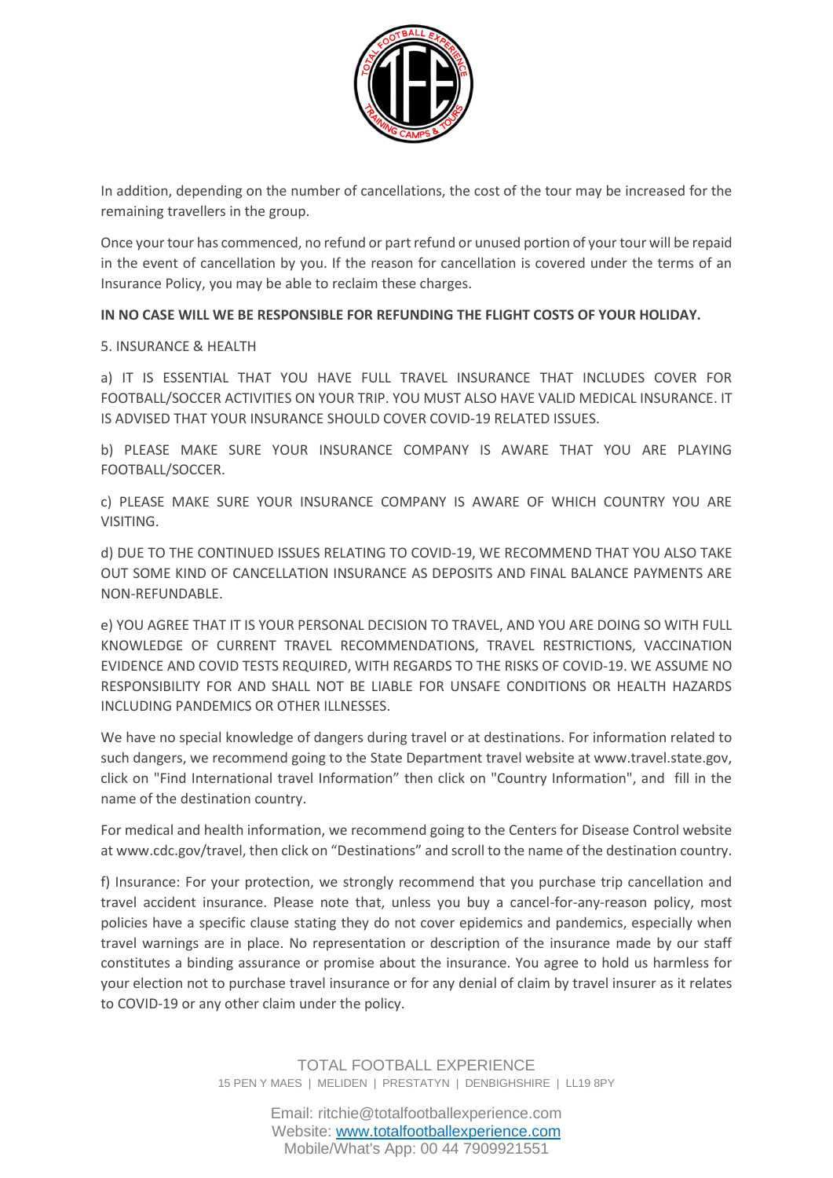In addition, depending on the number of cancellations, the cost of the tour may be increased for the remaining travellers in the group.

Once your tour has commenced, no refund or part refund or unused portion of your tour will be repaid in the event of cancellation by you. If the reason for cancellation is covered under the terms of an Insurance Policy, you may be able to reclaim these charges.

**IN NO CASE WILL WE BE RESPONSIBLE FOR REFUNDING THE FLIGHT COSTS OF YOUR HOLIDAY.**

5. INSURANCE & HEALTH

a) IT IS ESSENTIAL THAT YOU HAVE FULL TRAVEL INSURANCE THAT INCLUDES COVER FOR FOOTBALL/SOCCER ACTIVITIES ON YOUR TRIP. YOU MUST ALSO HAVE VALID MEDICAL INSURANCE. IT IS ADVISED THAT YOUR INSURANCE SHOULD COVER COVID-19 RELATED ISSUES.

b) PLEASE MAKE SURE YOUR INSURANCE COMPANY IS AWARE THAT YOU ARE PLAYING FOOTBALL/SOCCER.

c) PLEASE MAKE SURE YOUR INSURANCE COMPANY IS AWARE OF WHICH COUNTRY YOU ARE VISITING.

d) DUE TO THE CONTINUED ISSUES RELATING TO COVID-19, WE RECOMMEND THAT YOU ALSO TAKE OUT SOME KIND OF CANCELLATION INSURANCE AS DEPOSITS AND FINAL BALANCE PAYMENTS ARE NON-REFUNDABLE.

e) YOU AGREE THAT IT IS YOUR PERSONAL DECISION TO TRAVEL, AND YOU ARE DOING SO WITH FULL KNOWLEDGE OF CURRENT TRAVEL RECOMMENDATIONS, TRAVEL RESTRICTIONS, VACCINATION EVIDENCE AND COVID TESTS REQUIRED, WITH REGARDS TO THE RISKS OF COVID-19. WE ASSUME NO RESPONSIBILITY FOR AND SHALL NOT BE LIABLE FOR UNSAFE CONDITIONS OR HEALTH HAZARDS INCLUDING PANDEMICS OR OTHER ILLNESSES.

We have no special knowledge of dangers during travel or at destinations. For information related to such dangers, we recommend going to the State Department travel website at www.travel.state.gov, click on "Find International travel Information" then click on "Country Information", and fill in the name of the destination country.

For medical and health information, we recommend going to the Centers for Disease Control website at www.cdc.gov/travel, then click on "Destinations" and scroll to the name of the destination country.

f) Insurance: For your protection, we strongly recommend that you purchase trip cancellation and travel accident insurance. Please note that, unless you buy a cancel-for-any-reason policy, most policies have a specific clause stating they do not cover epidemics and pandemics, especially when travel warnings are in place. No representation or description of the insurance made by our staff constitutes a binding assurance or promise about the insurance. You agree to hold us harmless for your election not to purchase travel insurance or for any denial of claim by travel insurer as it relates to COVID-19 or any other claim under the policy.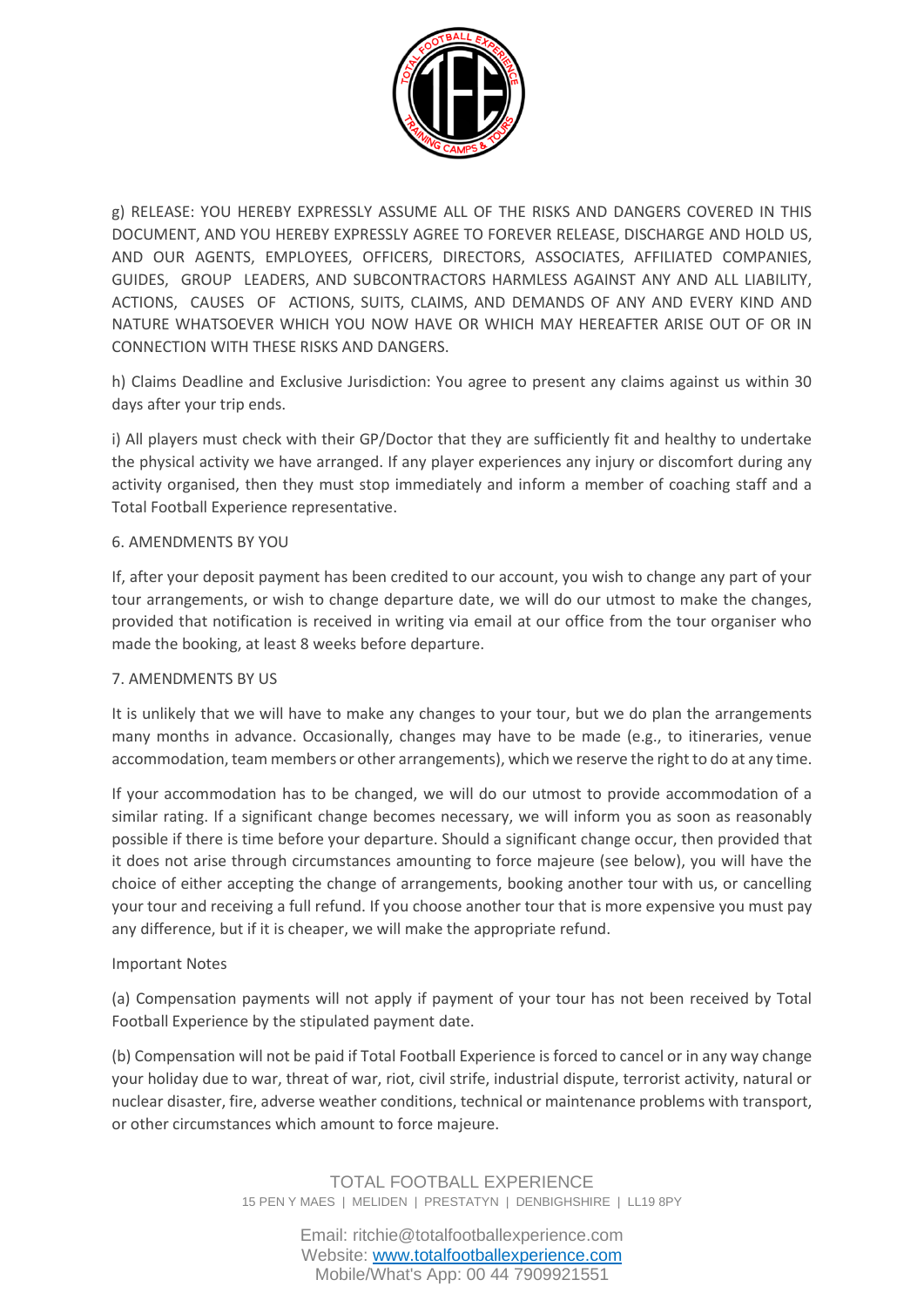g) RELEASE: YOU HEREBY EXPRESSLY ASSUME ALL OF THE RISKS AND DANGERS COVERED IN THIS DOCUMENT, AND YOU HEREBY EXPRESSLY AGREE TO FOREVER RELEASE, DISCHARGE AND HOLD US, AND OUR AGENTS, EMPLOYEES, OFFICERS, DIRECTORS, ASSOCIATES, AFFILIATED COMPANIES, GUIDES, GROUP LEADERS, AND SUBCONTRACTORS HARMLESS AGAINST ANY AND ALL LIABILITY, ACTIONS, CAUSES OF ACTIONS, SUITS, CLAIMS, AND DEMANDS OF ANY AND EVERY KIND AND NATURE WHATSOEVER WHICH YOU NOW HAVE OR WHICH MAY HEREAFTER ARISE OUT OF OR IN CONNECTION WITH THESE RISKS AND DANGERS.

h) Claims Deadline and Exclusive Jurisdiction: You agree to present any claims against us within 30 days after your trip ends.

i) All players must check with their GP/Doctor that they are sufficiently fit and healthy to undertake the physical activity we have arranged. If any player experiences any injury or discomfort during any activity organised, then they must stop immediately and inform a member of coaching staff and a Total Football Experience representative.

## 6. AMENDMENTS BY YOU

If, after your deposit payment has been credited to our account, you wish to change any part of your tour arrangements, or wish to change departure date, we will do our utmost to make the changes, provided that notification is received in writing via email at our office from the tour organiser who made the booking, at least 8 weeks before departure.

## 7. AMENDMENTS BY US

It is unlikely that we will have to make any changes to your tour, but we do plan the arrangements many months in advance. Occasionally, changes may have to be made (e.g., to itineraries, venue accommodation, team members or other arrangements), which we reserve the right to do at any time.

If your accommodation has to be changed, we will do our utmost to provide accommodation of a similar rating. If a significant change becomes necessary, we will inform you as soon as reasonably possible if there is time before your departure. Should a significant change occur, then provided that it does not arise through circumstances amounting to force majeure (see below), you will have the choice of either accepting the change of arrangements, booking another tour with us, or cancelling your tour and receiving a full refund. If you choose another tour that is more expensive you must pay any difference, but if it is cheaper, we will make the appropriate refund.

Important Notes

(a) Compensation payments will not apply if payment of your tour has not been received by Total Football Experience by the stipulated payment date.

(b) Compensation will not be paid if Total Football Experience is forced to cancel or in any way change your holiday due to war, threat of war, riot, civil strife, industrial dispute, terrorist activity, natural or nuclear disaster, fire, adverse weather conditions, technical or maintenance problems with transport, or other circumstances which amount to force majeure.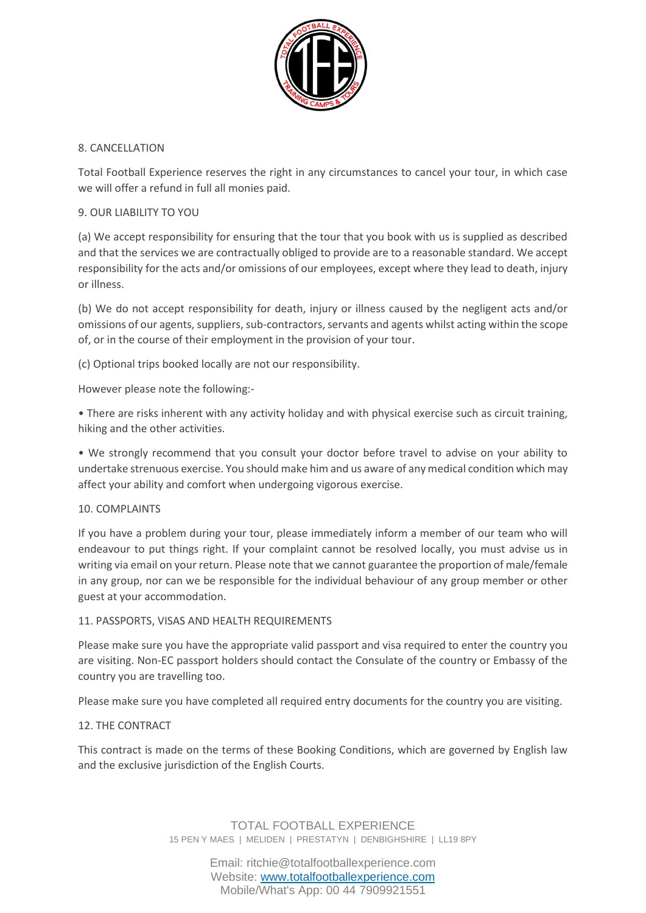## 8. CANCELLATION

Total Football Experience reserves the right in any circumstances to cancel your tour, in which case we will offer a refund in full all monies paid.

## 9. OUR LIABILITY TO YOU

(a) We accept responsibility for ensuring that the tour that you book with us is supplied as described and that the services we are contractually obliged to provide are to a reasonable standard. We accept responsibility for the acts and/or omissions of our employees, except where they lead to death, injury or illness.

(b) We do not accept responsibility for death, injury or illness caused by the negligent acts and/or omissions of our agents, suppliers, sub-contractors, servants and agents whilst acting within the scope of, or in the course of their employment in the provision of your tour.

(c) Optional trips booked locally are not our responsibility.

However please note the following:-

- There are risks inherent with any activity holiday and with physical exercise such as circuit training, hiking and the other activities.
- We strongly recommend that you consult your doctor before travel to advise on your ability to undertake strenuous exercise. You should make him and us aware of any medical condition which may affect your ability and comfort when undergoing vigorous exercise.

## 10. COMPLAINTS

If you have a problem during your tour, please immediately inform a member of our team who will endeavour to put things right. If your complaint cannot be resolved locally, you must advise us in writing via email on your return. Please note that we cannot guarantee the proportion of male/female in any group, nor can we be responsible for the individual behaviour of any group member or other guest at your accommodation.

## 11. PASSPORTS, VISAS AND HEALTH REQUIREMENTS

Please make sure you have the appropriate valid passport and visa required to enter the country you are visiting. Non-EC passport holders should contact the Consulate of the country or Embassy of the country you are travelling too.

Please make sure you have completed all required entry documents for the country you are visiting.

## 12. THE CONTRACT

This contract is made on the terms of these Booking Conditions, which are governed by English law and the exclusive jurisdiction of the English Courts.

TOTAL FOOTBALL EXPERIENCE
15 PEN Y MAES | MELIDEN | PRESTATYN | DENBIGHSHIRE | LL19 8PY

Email: ritchie@totalfootballexperience.com
Website: www.totalfootballexperience.com
Mobile/What's App: 00 44 7909921551